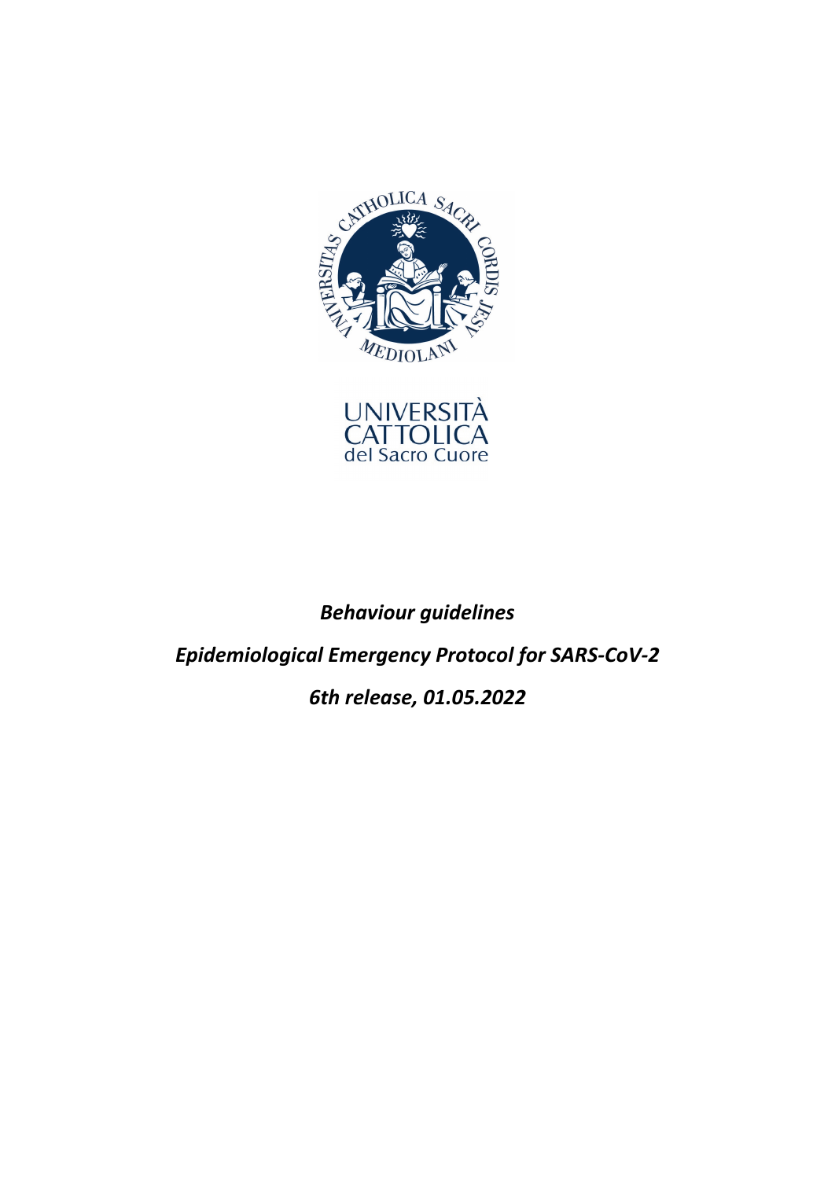UNIVERSITÀ
CATTOLICA
del Sacro Cuore

***Behaviour guidelines***

***Epidemiological Emergency Protocol for SARS-CoV-2***

***6th release, 01.05.2022***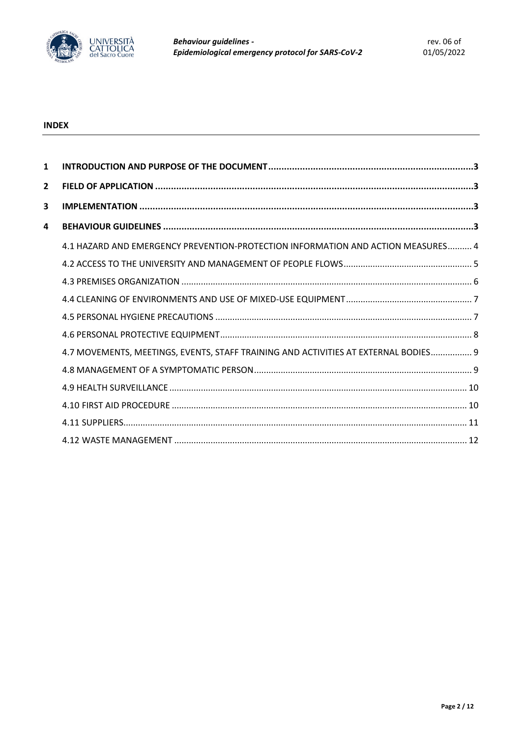**INDEX**

1 **INTRODUCTION AND PURPOSE OF THE DOCUMENT** ..... 3

2 **FIELD OF APPLICATION** ..... 3

3 **IMPLEMENTATION** ..... 3

4 **BEHAVIOUR GUIDELINES** ..... 3

- 4.1 HAZARD AND EMERGENCY PREVENTION-PROTECTION INFORMATION AND ACTION MEASURES ..... 4
- 4.2 ACCESS TO THE UNIVERSITY AND MANAGEMENT OF PEOPLE FLOWS ..... 5
- 4.3 PREMISES ORGANIZATION ..... 6
- 4.4 CLEANING OF ENVIRONMENTS AND USE OF MIXED-USE EQUIPMENT ..... 7
- 4.5 PERSONAL HYGIENE PRECAUTIONS ..... 7
- 4.6 PERSONAL PROTECTIVE EQUIPMENT ..... 8
- 4.7 MOVEMENTS, MEETINGS, EVENTS, STAFF TRAINING AND ACTIVITIES AT EXTERNAL BODIES ..... 9
- 4.8 MANAGEMENT OF A SYMPTOMATIC PERSON ..... 9
- 4.9 HEALTH SURVEILLANCE ..... 10
- 4.10 FIRST AID PROCEDURE ..... 10
- 4.11 SUPPLIERS ..... 11
- 4.12 WASTE MANAGEMENT ..... 12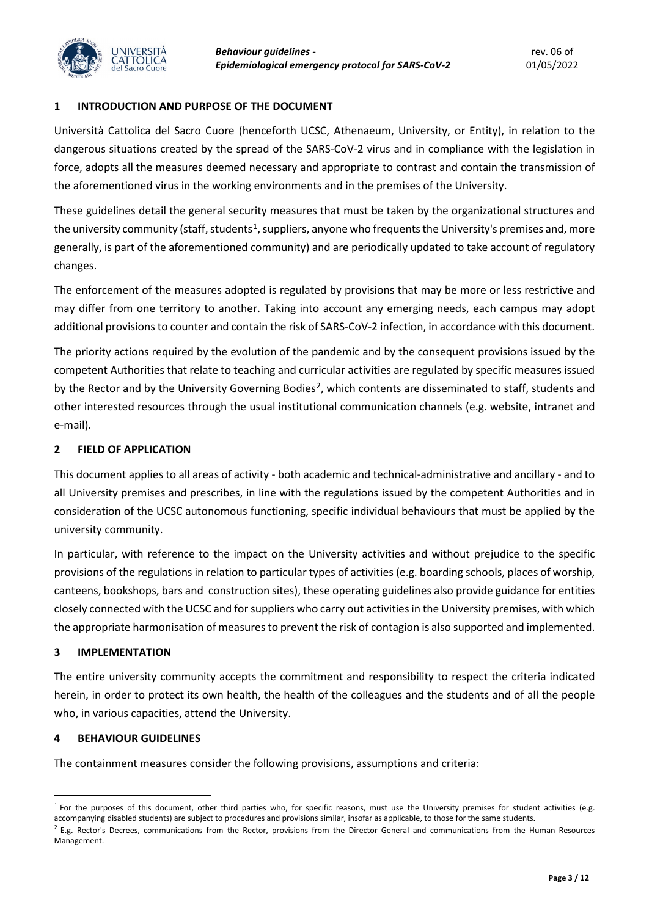## 1 INTRODUCTION AND PURPOSE OF THE DOCUMENT

Università Cattolica del Sacro Cuore (henceforth UCSC, Athenaeum, University, or Entity), in relation to the dangerous situations created by the spread of the SARS-CoV-2 virus and in compliance with the legislation in force, adopts all the measures deemed necessary and appropriate to contrast and contain the transmission of the aforementioned virus in the working environments and in the premises of the University.

These guidelines detail the general security measures that must be taken by the organizational structures and the university community (staff, students[1], suppliers, anyone who frequents the University's premises and, more generally, is part of the aforementioned community) and are periodically updated to take account of regulatory changes.

The enforcement of the measures adopted is regulated by provisions that may be more or less restrictive and may differ from one territory to another. Taking into account any emerging needs, each campus may adopt additional provisions to counter and contain the risk of SARS-CoV-2 infection, in accordance with this document.

The priority actions required by the evolution of the pandemic and by the consequent provisions issued by the competent Authorities that relate to teaching and curricular activities are regulated by specific measures issued by the Rector and by the University Governing Bodies[2], which contents are disseminated to staff, students and other interested resources through the usual institutional communication channels (e.g. website, intranet and e-mail).

## 2 FIELD OF APPLICATION

This document applies to all areas of activity - both academic and technical-administrative and ancillary - and to all University premises and prescribes, in line with the regulations issued by the competent Authorities and in consideration of the UCSC autonomous functioning, specific individual behaviours that must be applied by the university community.

In particular, with reference to the impact on the University activities and without prejudice to the specific provisions of the regulations in relation to particular types of activities (e.g. boarding schools, places of worship, canteens, bookshops, bars and construction sites), these operating guidelines also provide guidance for entities closely connected with the UCSC and for suppliers who carry out activities in the University premises, with which the appropriate harmonisation of measures to prevent the risk of contagion is also supported and implemented.

## 3 IMPLEMENTATION

The entire university community accepts the commitment and responsibility to respect the criteria indicated herein, in order to protect its own health, the health of the colleagues and the students and of all the people who, in various capacities, attend the University.

## 4 BEHAVIOUR GUIDELINES

The containment measures consider the following provisions, assumptions and criteria:

---

[1] For the purposes of this document, other third parties who, for specific reasons, must use the University premises for student activities (e.g. accompanying disabled students) are subject to procedures and provisions similar, insofar as applicable, to those for the same students.

[2] E.g. Rector's Decrees, communications from the Rector, provisions from the Director General and communications from the Human Resources Management.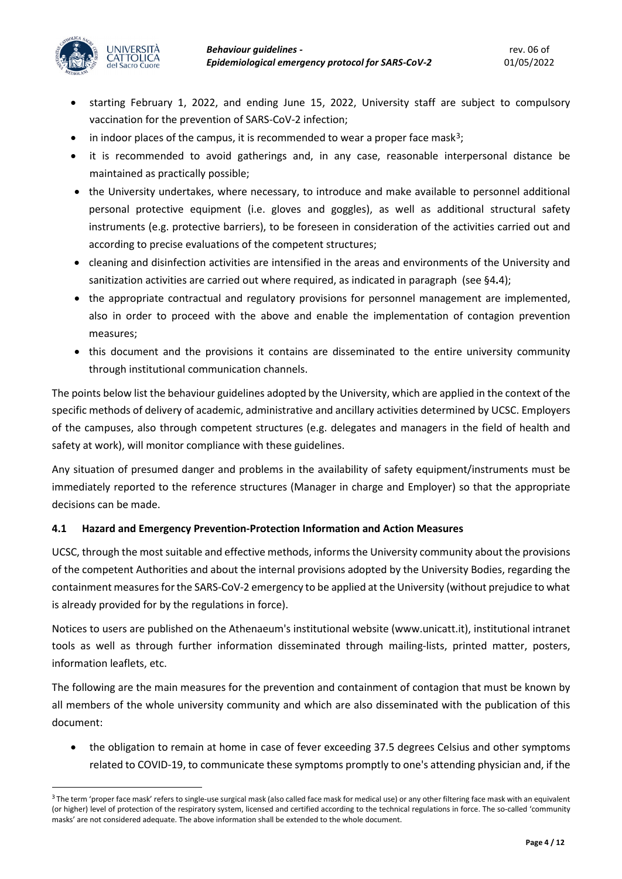- starting February 1, 2022, and ending June 15, 2022, University staff are subject to compulsory vaccination for the prevention of SARS-CoV-2 infection;
- in indoor places of the campus, it is recommended to wear a proper face mask[3];
- it is recommended to avoid gatherings and, in any case, reasonable interpersonal distance be maintained as practically possible;
- the University undertakes, where necessary, to introduce and make available to personnel additional personal protective equipment (i.e. gloves and goggles), as well as additional structural safety instruments (e.g. protective barriers), to be foreseen in consideration of the activities carried out and according to precise evaluations of the competent structures;
- cleaning and disinfection activities are intensified in the areas and environments of the University and sanitization activities are carried out where required, as indicated in paragraph (see §4.4);
- the appropriate contractual and regulatory provisions for personnel management are implemented, also in order to proceed with the above and enable the implementation of contagion prevention measures;
- this document and the provisions it contains are disseminated to the entire university community through institutional communication channels.

The points below list the behaviour guidelines adopted by the University, which are applied in the context of the specific methods of delivery of academic, administrative and ancillary activities determined by UCSC. Employers of the campuses, also through competent structures (e.g. delegates and managers in the field of health and safety at work), will monitor compliance with these guidelines.

Any situation of presumed danger and problems in the availability of safety equipment/instruments must be immediately reported to the reference structures (Manager in charge and Employer) so that the appropriate decisions can be made.

### 4.1 Hazard and Emergency Prevention-Protection Information and Action Measures

UCSC, through the most suitable and effective methods, informs the University community about the provisions of the competent Authorities and about the internal provisions adopted by the University Bodies, regarding the containment measures for the SARS-CoV-2 emergency to be applied at the University (without prejudice to what is already provided for by the regulations in force).

Notices to users are published on the Athenaeum's institutional website (www.unicatt.it), institutional intranet tools as well as through further information disseminated through mailing-lists, printed matter, posters, information leaflets, etc.

The following are the main measures for the prevention and containment of contagion that must be known by all members of the whole university community and which are also disseminated with the publication of this document:

- the obligation to remain at home in case of fever exceeding 37.5 degrees Celsius and other symptoms related to COVID-19, to communicate these symptoms promptly to one's attending physician and, if the

[3] The term 'proper face mask' refers to single-use surgical mask (also called face mask for medical use) or any other filtering face mask with an equivalent (or higher) level of protection of the respiratory system, licensed and certified according to the technical regulations in force. The so-called 'community masks' are not considered adequate. The above information shall be extended to the whole document.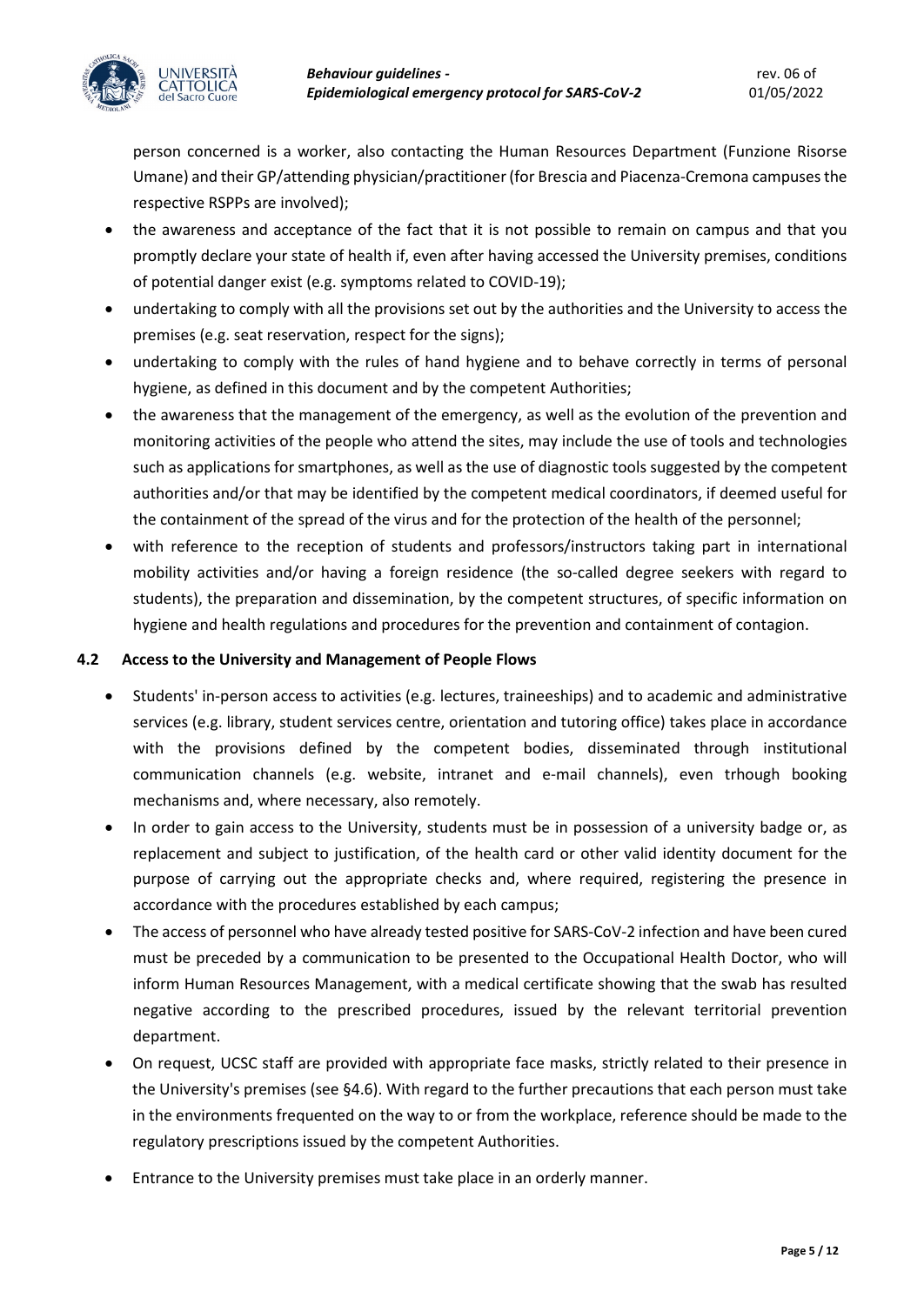person concerned is a worker, also contacting the Human Resources Department (Funzione Risorse Umane) and their GP/attending physician/practitioner (for Brescia and Piacenza-Cremona campuses the respective RSPPs are involved);

- the awareness and acceptance of the fact that it is not possible to remain on campus and that you promptly declare your state of health if, even after having accessed the University premises, conditions of potential danger exist (e.g. symptoms related to COVID-19);
- undertaking to comply with all the provisions set out by the authorities and the University to access the premises (e.g. seat reservation, respect for the signs);
- undertaking to comply with the rules of hand hygiene and to behave correctly in terms of personal hygiene, as defined in this document and by the competent Authorities;
- the awareness that the management of the emergency, as well as the evolution of the prevention and monitoring activities of the people who attend the sites, may include the use of tools and technologies such as applications for smartphones, as well as the use of diagnostic tools suggested by the competent authorities and/or that may be identified by the competent medical coordinators, if deemed useful for the containment of the spread of the virus and for the protection of the health of the personnel;
- with reference to the reception of students and professors/instructors taking part in international mobility activities and/or having a foreign residence (the so-called degree seekers with regard to students), the preparation and dissemination, by the competent structures, of specific information on hygiene and health regulations and procedures for the prevention and containment of contagion.

### 4.2 Access to the University and Management of People Flows

- Students' in-person access to activities (e.g. lectures, traineeships) and to academic and administrative services (e.g. library, student services centre, orientation and tutoring office) takes place in accordance with the provisions defined by the competent bodies, disseminated through institutional communication channels (e.g. website, intranet and e-mail channels), even trhough booking mechanisms and, where necessary, also remotely.
- In order to gain access to the University, students must be in possession of a university badge or, as replacement and subject to justification, of the health card or other valid identity document for the purpose of carrying out the appropriate checks and, where required, registering the presence in accordance with the procedures established by each campus;
- The access of personnel who have already tested positive for SARS-CoV-2 infection and have been cured must be preceded by a communication to be presented to the Occupational Health Doctor, who will inform Human Resources Management, with a medical certificate showing that the swab has resulted negative according to the prescribed procedures, issued by the relevant territorial prevention department.
- On request, UCSC staff are provided with appropriate face masks, strictly related to their presence in the University's premises (see §4.6). With regard to the further precautions that each person must take in the environments frequented on the way to or from the workplace, reference should be made to the regulatory prescriptions issued by the competent Authorities.
- Entrance to the University premises must take place in an orderly manner.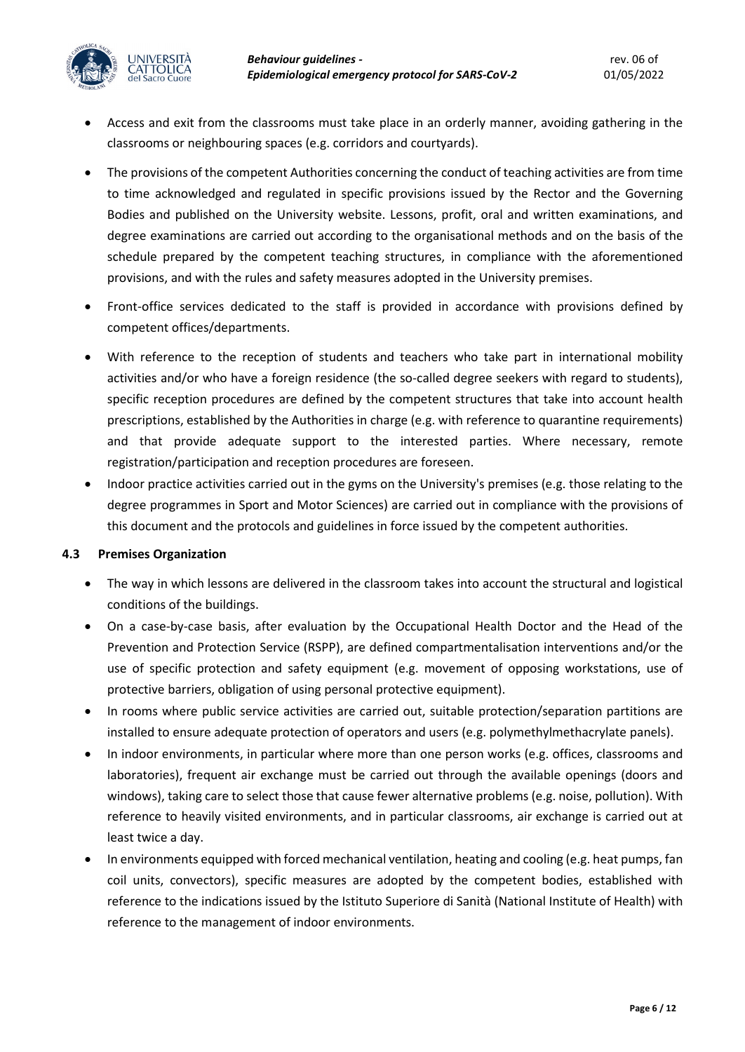- Access and exit from the classrooms must take place in an orderly manner, avoiding gathering in the classrooms or neighbouring spaces (e.g. corridors and courtyards).
- The provisions of the competent Authorities concerning the conduct of teaching activities are from time to time acknowledged and regulated in specific provisions issued by the Rector and the Governing Bodies and published on the University website. Lessons, profit, oral and written examinations, and degree examinations are carried out according to the organisational methods and on the basis of the schedule prepared by the competent teaching structures, in compliance with the aforementioned provisions, and with the rules and safety measures adopted in the University premises.
- Front-office services dedicated to the staff is provided in accordance with provisions defined by competent offices/departments.
- With reference to the reception of students and teachers who take part in international mobility activities and/or who have a foreign residence (the so-called degree seekers with regard to students), specific reception procedures are defined by the competent structures that take into account health prescriptions, established by the Authorities in charge (e.g. with reference to quarantine requirements) and that provide adequate support to the interested parties. Where necessary, remote registration/participation and reception procedures are foreseen.
- Indoor practice activities carried out in the gyms on the University's premises (e.g. those relating to the degree programmes in Sport and Motor Sciences) are carried out in compliance with the provisions of this document and the protocols and guidelines in force issued by the competent authorities.

### 4.3 Premises Organization

- The way in which lessons are delivered in the classroom takes into account the structural and logistical conditions of the buildings.
- On a case-by-case basis, after evaluation by the Occupational Health Doctor and the Head of the Prevention and Protection Service (RSPP), are defined compartmentalisation interventions and/or the use of specific protection and safety equipment (e.g. movement of opposing workstations, use of protective barriers, obligation of using personal protective equipment).
- In rooms where public service activities are carried out, suitable protection/separation partitions are installed to ensure adequate protection of operators and users (e.g. polymethylmethacrylate panels).
- In indoor environments, in particular where more than one person works (e.g. offices, classrooms and laboratories), frequent air exchange must be carried out through the available openings (doors and windows), taking care to select those that cause fewer alternative problems (e.g. noise, pollution). With reference to heavily visited environments, and in particular classrooms, air exchange is carried out at least twice a day.
- In environments equipped with forced mechanical ventilation, heating and cooling (e.g. heat pumps, fan coil units, convectors), specific measures are adopted by the competent bodies, established with reference to the indications issued by the Istituto Superiore di Sanità (National Institute of Health) with reference to the management of indoor environments.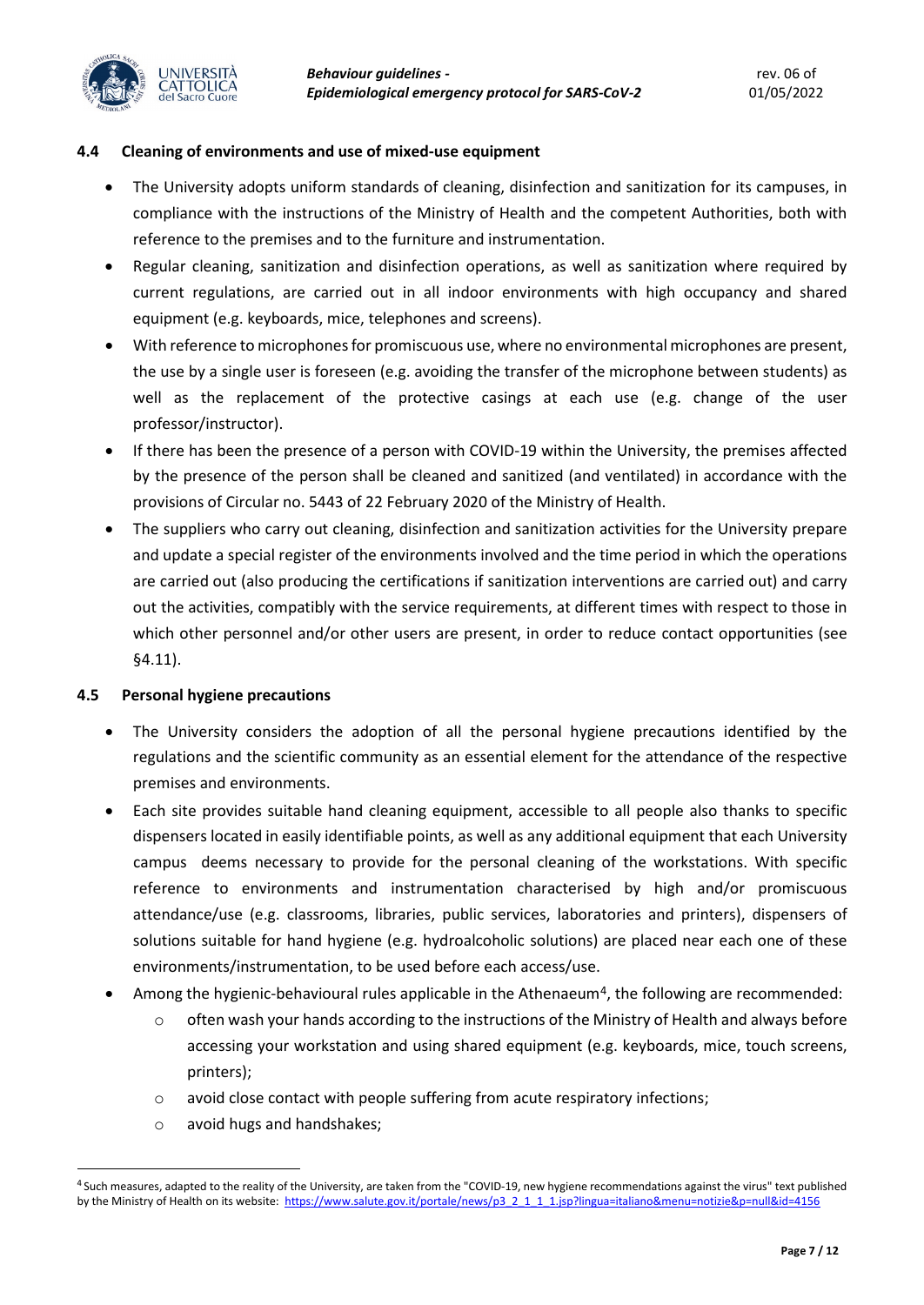### 4.4 Cleaning of environments and use of mixed-use equipment

- The University adopts uniform standards of cleaning, disinfection and sanitization for its campuses, in compliance with the instructions of the Ministry of Health and the competent Authorities, both with reference to the premises and to the furniture and instrumentation.
- Regular cleaning, sanitization and disinfection operations, as well as sanitization where required by current regulations, are carried out in all indoor environments with high occupancy and shared equipment (e.g. keyboards, mice, telephones and screens).
- With reference to microphones for promiscuous use, where no environmental microphones are present, the use by a single user is foreseen (e.g. avoiding the transfer of the microphone between students) as well as the replacement of the protective casings at each use (e.g. change of the user professor/instructor).
- If there has been the presence of a person with COVID-19 within the University, the premises affected by the presence of the person shall be cleaned and sanitized (and ventilated) in accordance with the provisions of Circular no. 5443 of 22 February 2020 of the Ministry of Health.
- The suppliers who carry out cleaning, disinfection and sanitization activities for the University prepare and update a special register of the environments involved and the time period in which the operations are carried out (also producing the certifications if sanitization interventions are carried out) and carry out the activities, compatibly with the service requirements, at different times with respect to those in which other personnel and/or other users are present, in order to reduce contact opportunities (see §4.11).

### 4.5 Personal hygiene precautions

- The University considers the adoption of all the personal hygiene precautions identified by the regulations and the scientific community as an essential element for the attendance of the respective premises and environments.
- Each site provides suitable hand cleaning equipment, accessible to all people also thanks to specific dispensers located in easily identifiable points, as well as any additional equipment that each University campus deems necessary to provide for the personal cleaning of the workstations. With specific reference to environments and instrumentation characterised by high and/or promiscuous attendance/use (e.g. classrooms, libraries, public services, laboratories and printers), dispensers of solutions suitable for hand hygiene (e.g. hydroalcoholic solutions) are placed near each one of these environments/instrumentation, to be used before each access/use.
- Among the hygienic-behavioural rules applicable in the Athenaeum[4], the following are recommended:
  - often wash your hands according to the instructions of the Ministry of Health and always before accessing your workstation and using shared equipment (e.g. keyboards, mice, touch screens, printers);
  - avoid close contact with people suffering from acute respiratory infections;
  - avoid hugs and handshakes;

[4] Such measures, adapted to the reality of the University, are taken from the "COVID-19, new hygiene recommendations against the virus" text published by the Ministry of Health on its website: https://www.salute.gov.it/portale/news/p3_2_1_1_1.jsp?lingua=italiano&menu=notizie&p=null&id=4156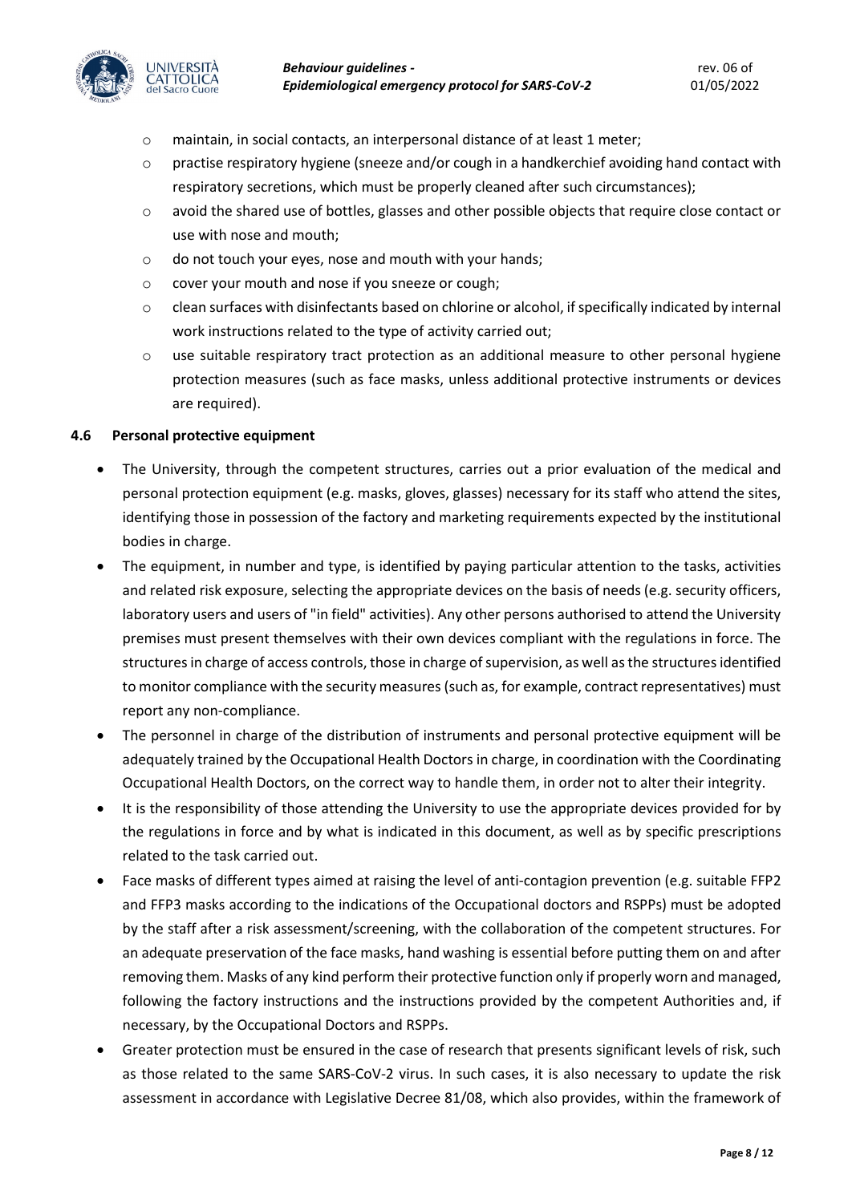- maintain, in social contacts, an interpersonal distance of at least 1 meter;
- practise respiratory hygiene (sneeze and/or cough in a handkerchief avoiding hand contact with respiratory secretions, which must be properly cleaned after such circumstances);
- avoid the shared use of bottles, glasses and other possible objects that require close contact or use with nose and mouth;
- do not touch your eyes, nose and mouth with your hands;
- cover your mouth and nose if you sneeze or cough;
- clean surfaces with disinfectants based on chlorine or alcohol, if specifically indicated by internal work instructions related to the type of activity carried out;
- use suitable respiratory tract protection as an additional measure to other personal hygiene protection measures (such as face masks, unless additional protective instruments or devices are required).

### 4.6 Personal protective equipment

- The University, through the competent structures, carries out a prior evaluation of the medical and personal protection equipment (e.g. masks, gloves, glasses) necessary for its staff who attend the sites, identifying those in possession of the factory and marketing requirements expected by the institutional bodies in charge.
- The equipment, in number and type, is identified by paying particular attention to the tasks, activities and related risk exposure, selecting the appropriate devices on the basis of needs (e.g. security officers, laboratory users and users of "in field" activities). Any other persons authorised to attend the University premises must present themselves with their own devices compliant with the regulations in force. The structures in charge of access controls, those in charge of supervision, as well as the structures identified to monitor compliance with the security measures (such as, for example, contract representatives) must report any non-compliance.
- The personnel in charge of the distribution of instruments and personal protective equipment will be adequately trained by the Occupational Health Doctors in charge, in coordination with the Coordinating Occupational Health Doctors, on the correct way to handle them, in order not to alter their integrity.
- It is the responsibility of those attending the University to use the appropriate devices provided for by the regulations in force and by what is indicated in this document, as well as by specific prescriptions related to the task carried out.
- Face masks of different types aimed at raising the level of anti-contagion prevention (e.g. suitable FFP2 and FFP3 masks according to the indications of the Occupational doctors and RSPPs) must be adopted by the staff after a risk assessment/screening, with the collaboration of the competent structures. For an adequate preservation of the face masks, hand washing is essential before putting them on and after removing them. Masks of any kind perform their protective function only if properly worn and managed, following the factory instructions and the instructions provided by the competent Authorities and, if necessary, by the Occupational Doctors and RSPPs.
- Greater protection must be ensured in the case of research that presents significant levels of risk, such as those related to the same SARS-CoV-2 virus. In such cases, it is also necessary to update the risk assessment in accordance with Legislative Decree 81/08, which also provides, within the framework of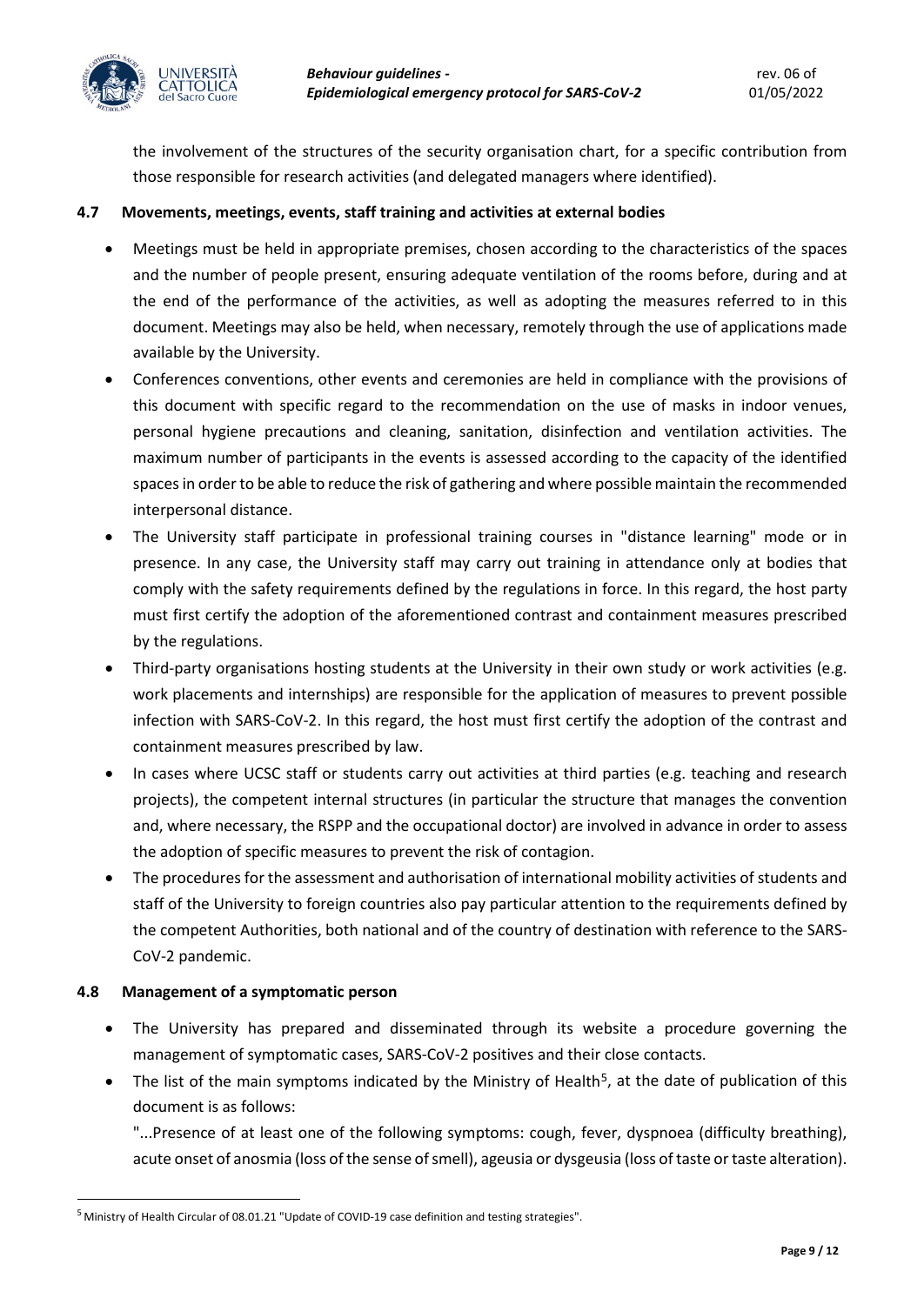the involvement of the structures of the security organisation chart, for a specific contribution from those responsible for research activities (and delegated managers where identified).

### 4.7 Movements, meetings, events, staff training and activities at external bodies

- Meetings must be held in appropriate premises, chosen according to the characteristics of the spaces and the number of people present, ensuring adequate ventilation of the rooms before, during and at the end of the performance of the activities, as well as adopting the measures referred to in this document. Meetings may also be held, when necessary, remotely through the use of applications made available by the University.
- Conferences conventions, other events and ceremonies are held in compliance with the provisions of this document with specific regard to the recommendation on the use of masks in indoor venues, personal hygiene precautions and cleaning, sanitation, disinfection and ventilation activities. The maximum number of participants in the events is assessed according to the capacity of the identified spaces in order to be able to reduce the risk of gathering and where possible maintain the recommended interpersonal distance.
- The University staff participate in professional training courses in "distance learning" mode or in presence. In any case, the University staff may carry out training in attendance only at bodies that comply with the safety requirements defined by the regulations in force. In this regard, the host party must first certify the adoption of the aforementioned contrast and containment measures prescribed by the regulations.
- Third-party organisations hosting students at the University in their own study or work activities (e.g. work placements and internships) are responsible for the application of measures to prevent possible infection with SARS-CoV-2. In this regard, the host must first certify the adoption of the contrast and containment measures prescribed by law.
- In cases where UCSC staff or students carry out activities at third parties (e.g. teaching and research projects), the competent internal structures (in particular the structure that manages the convention and, where necessary, the RSPP and the occupational doctor) are involved in advance in order to assess the adoption of specific measures to prevent the risk of contagion.
- The procedures for the assessment and authorisation of international mobility activities of students and staff of the University to foreign countries also pay particular attention to the requirements defined by the competent Authorities, both national and of the country of destination with reference to the SARS-CoV-2 pandemic.

### 4.8 Management of a symptomatic person

- The University has prepared and disseminated through its website a procedure governing the management of symptomatic cases, SARS-CoV-2 positives and their close contacts.
- The list of the main symptoms indicated by the Ministry of Health[5], at the date of publication of this document is as follows:

  "...Presence of at least one of the following symptoms: cough, fever, dyspnoea (difficulty breathing), acute onset of anosmia (loss of the sense of smell), ageusia or dysgeusia (loss of taste or taste alteration).

---

[5] Ministry of Health Circular of 08.01.21 "Update of COVID-19 case definition and testing strategies".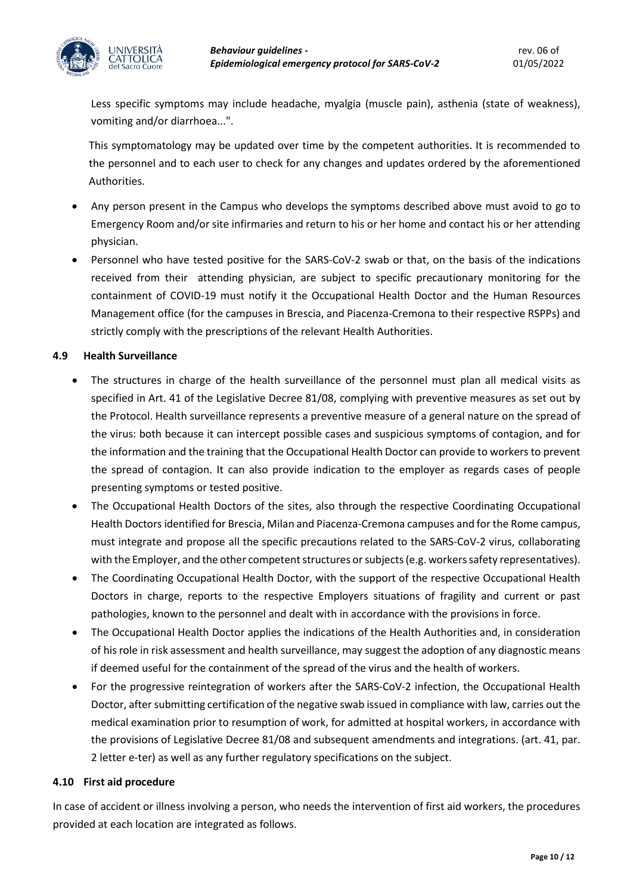Less specific symptoms may include headache, myalgia (muscle pain), asthenia (state of weakness), vomiting and/or diarrhoea...".

This symptomatology may be updated over time by the competent authorities. It is recommended to the personnel and to each user to check for any changes and updates ordered by the aforementioned Authorities.

- Any person present in the Campus who develops the symptoms described above must avoid to go to Emergency Room and/or site infirmaries and return to his or her home and contact his or her attending physician.
- Personnel who have tested positive for the SARS-CoV-2 swab or that, on the basis of the indications received from their attending physician, are subject to specific precautionary monitoring for the containment of COVID-19 must notify it the Occupational Health Doctor and the Human Resources Management office (for the campuses in Brescia, and Piacenza-Cremona to their respective RSPPs) and strictly comply with the prescriptions of the relevant Health Authorities.

### 4.9 Health Surveillance

- The structures in charge of the health surveillance of the personnel must plan all medical visits as specified in Art. 41 of the Legislative Decree 81/08, complying with preventive measures as set out by the Protocol. Health surveillance represents a preventive measure of a general nature on the spread of the virus: both because it can intercept possible cases and suspicious symptoms of contagion, and for the information and the training that the Occupational Health Doctor can provide to workers to prevent the spread of contagion. It can also provide indication to the employer as regards cases of people presenting symptoms or tested positive.
- The Occupational Health Doctors of the sites, also through the respective Coordinating Occupational Health Doctors identified for Brescia, Milan and Piacenza-Cremona campuses and for the Rome campus, must integrate and propose all the specific precautions related to the SARS-CoV-2 virus, collaborating with the Employer, and the other competent structures or subjects (e.g. workers safety representatives).
- The Coordinating Occupational Health Doctor, with the support of the respective Occupational Health Doctors in charge, reports to the respective Employers situations of fragility and current or past pathologies, known to the personnel and dealt with in accordance with the provisions in force.
- The Occupational Health Doctor applies the indications of the Health Authorities and, in consideration of his role in risk assessment and health surveillance, may suggest the adoption of any diagnostic means if deemed useful for the containment of the spread of the virus and the health of workers.
- For the progressive reintegration of workers after the SARS-CoV-2 infection, the Occupational Health Doctor, after submitting certification of the negative swab issued in compliance with law, carries out the medical examination prior to resumption of work, for admitted at hospital workers, in accordance with the provisions of Legislative Decree 81/08 and subsequent amendments and integrations. (art. 41, par. 2 letter e-ter) as well as any further regulatory specifications on the subject.

### 4.10 First aid procedure

In case of accident or illness involving a person, who needs the intervention of first aid workers, the procedures provided at each location are integrated as follows.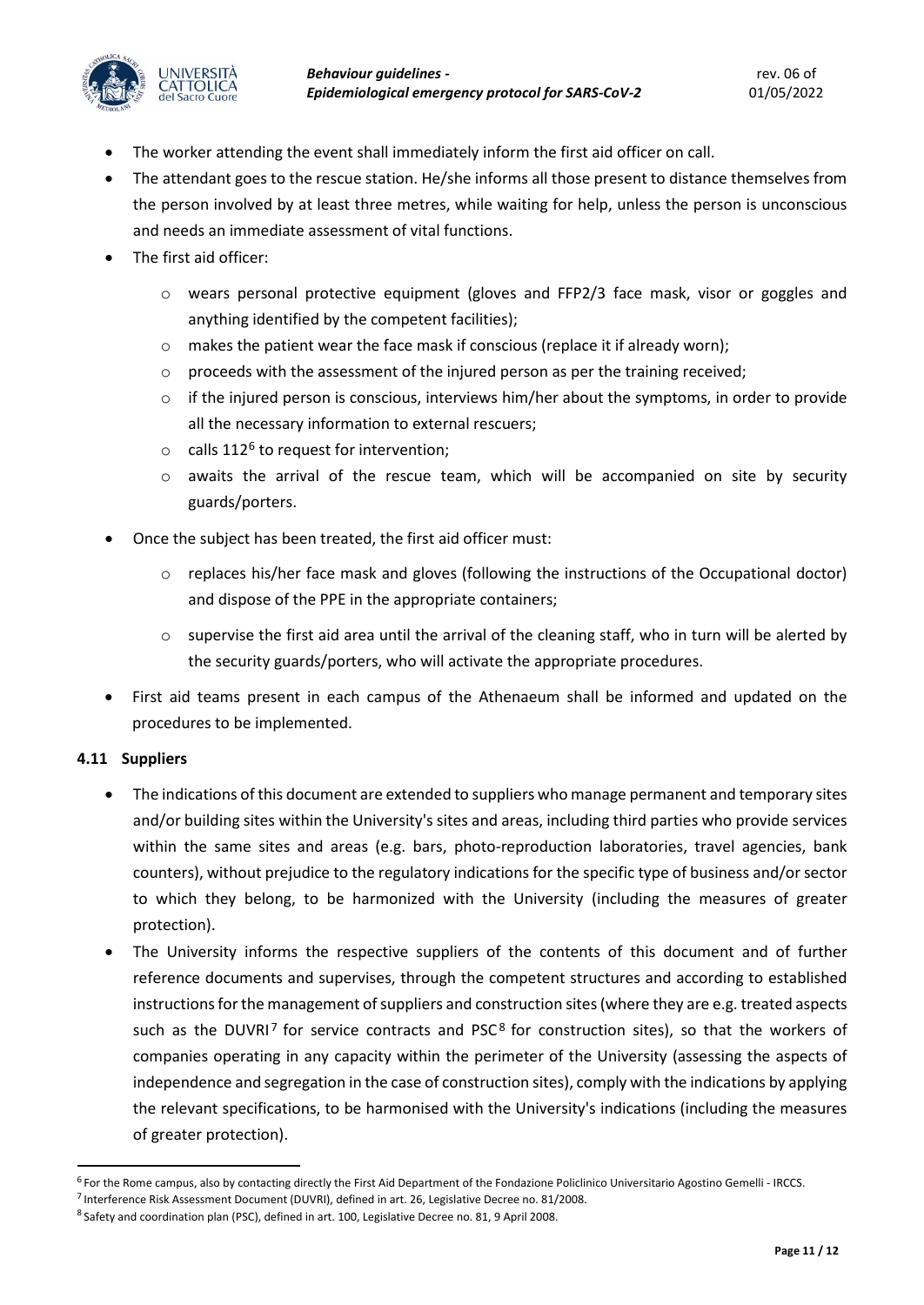- The worker attending the event shall immediately inform the first aid officer on call.
- The attendant goes to the rescue station. He/she informs all those present to distance themselves from the person involved by at least three metres, while waiting for help, unless the person is unconscious and needs an immediate assessment of vital functions.
- The first aid officer:
  - wears personal protective equipment (gloves and FFP2/3 face mask, visor or goggles and anything identified by the competent facilities);
  - makes the patient wear the face mask if conscious (replace it if already worn);
  - proceeds with the assessment of the injured person as per the training received;
  - if the injured person is conscious, interviews him/her about the symptoms, in order to provide all the necessary information to external rescuers;
  - calls 112[6] to request for intervention;
  - awaits the arrival of the rescue team, which will be accompanied on site by security guards/porters.
- Once the subject has been treated, the first aid officer must:
  - replaces his/her face mask and gloves (following the instructions of the Occupational doctor) and dispose of the PPE in the appropriate containers;
  - supervise the first aid area until the arrival of the cleaning staff, who in turn will be alerted by the security guards/porters, who will activate the appropriate procedures.
- First aid teams present in each campus of the Athenaeum shall be informed and updated on the procedures to be implemented.

### 4.11 Suppliers

- The indications of this document are extended to suppliers who manage permanent and temporary sites and/or building sites within the University's sites and areas, including third parties who provide services within the same sites and areas (e.g. bars, photo-reproduction laboratories, travel agencies, bank counters), without prejudice to the regulatory indications for the specific type of business and/or sector to which they belong, to be harmonized with the University (including the measures of greater protection).
- The University informs the respective suppliers of the contents of this document and of further reference documents and supervises, through the competent structures and according to established instructions for the management of suppliers and construction sites (where they are e.g. treated aspects such as the DUVRI[7] for service contracts and PSC[8] for construction sites), so that the workers of companies operating in any capacity within the perimeter of the University (assessing the aspects of independence and segregation in the case of construction sites), comply with the indications by applying the relevant specifications, to be harmonised with the University's indications (including the measures of greater protection).

---

[6] For the Rome campus, also by contacting directly the First Aid Department of the Fondazione Policlinico Universitario Agostino Gemelli - IRCCS.

[7] Interference Risk Assessment Document (DUVRI), defined in art. 26, Legislative Decree no. 81/2008.

[8] Safety and coordination plan (PSC), defined in art. 100, Legislative Decree no. 81, 9 April 2008.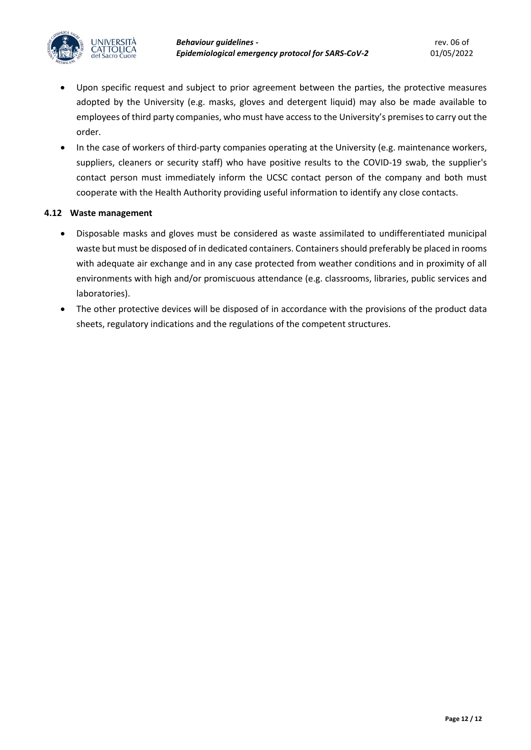- Upon specific request and subject to prior agreement between the parties, the protective measures adopted by the University (e.g. masks, gloves and detergent liquid) may also be made available to employees of third party companies, who must have access to the University's premises to carry out the order.
- In the case of workers of third-party companies operating at the University (e.g. maintenance workers, suppliers, cleaners or security staff) who have positive results to the COVID-19 swab, the supplier's contact person must immediately inform the UCSC contact person of the company and both must cooperate with the Health Authority providing useful information to identify any close contacts.

### 4.12 Waste management

- Disposable masks and gloves must be considered as waste assimilated to undifferentiated municipal waste but must be disposed of in dedicated containers. Containers should preferably be placed in rooms with adequate air exchange and in any case protected from weather conditions and in proximity of all environments with high and/or promiscuous attendance (e.g. classrooms, libraries, public services and laboratories).
- The other protective devices will be disposed of in accordance with the provisions of the product data sheets, regulatory indications and the regulations of the competent structures.